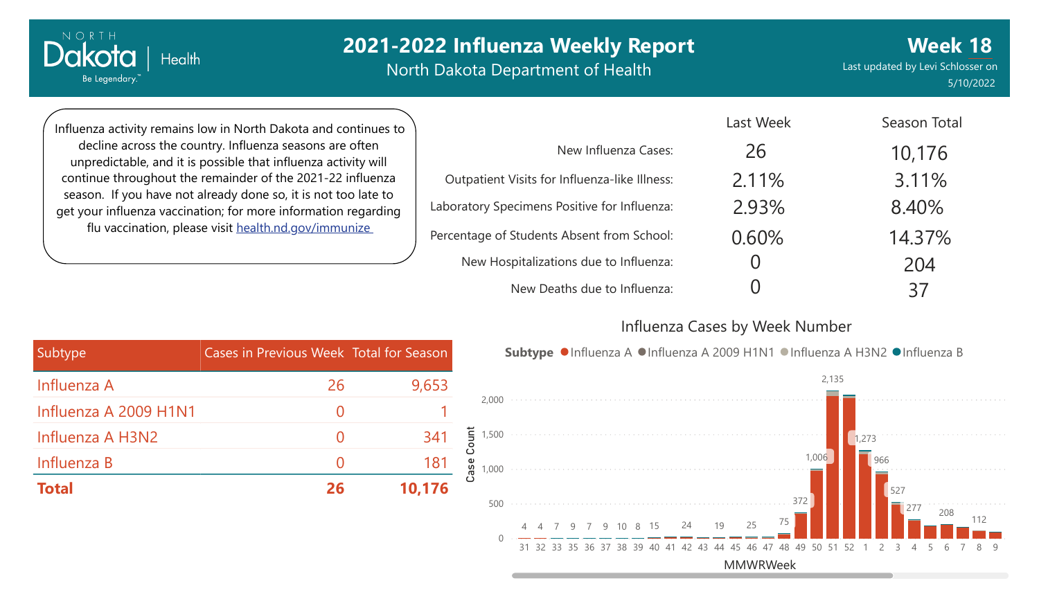# 2021-2022 Influenza Weekly Report

North Dakota Department of Health

**Week 18**

Last updated by Levi Schlosser on 5/10/2022

Influenza activity remains low in North Dakota and continues to decline across the country. Influenza seasons are often unpredictable, and it is possible that influenza activity will continue throughout the remainder of the 2021-22 influenza season. If you have not already done so, it is not too late to get your influenza vaccination; for more information regarding flu vaccination, please visit [health.nd.gov/immunize](health.nd.gov/immunize)

| | Last Week | Season Total |
|---|---|---|
| New Influenza Cases: | 26 | 10,176 |
| Outpatient Visits for Influenza-like Illness: | 2.11% | 3.11% |
| Laboratory Specimens Positive for Influenza: | 2.93% | 8.40% |
| Percentage of Students Absent from School: | 0.60% | 14.37% |
| New Hospitalizations due to Influenza: | 0 | 204 |
| New Deaths due to Influenza: | 0 | 37 |

| Subtype | Cases in Previous Week | Total for Season |
|---|---|---|
| Influenza A | 26 | 9,653 |
| Influenza A 2009 H1N1 | 0 | 1 |
| Influenza A H3N2 | 0 | 341 |
| Influenza B | 0 | 181 |
| **Total** | **26** | **10,176** |

## Influenza Cases by Week Number

Subtype: Influenza A, Influenza A 2009 H1N1, Influenza A H3N2, Influenza B

| MMWRWeek | 31 | 32 | 33 | 35 | 36 | 37 | 38 | 39 | 40 | 41 | 42 | 43 | 44 | 45 | 46 | 47 | 48 | 49 | 50 | 51 | 52 | 1 | 2 | 3 | 4 | 5 | 6 | 7 | 8 | 9 |
|---|---|---|---|---|---|---|---|---|---|---|---|---|---|---|---|---|---|---|---|---|---|---|---|---|---|---|---|---|---|---|
| Case Count | 4 | 4 | 7 | 9 | 7 | 9 | 10 | 8 | 15 | | 24 | | 19 | | 25 | | 75 | 372 | 1,006 | 2,135 | | 1,273 | 966 | 527 | 277 | | 208 | | 112 | |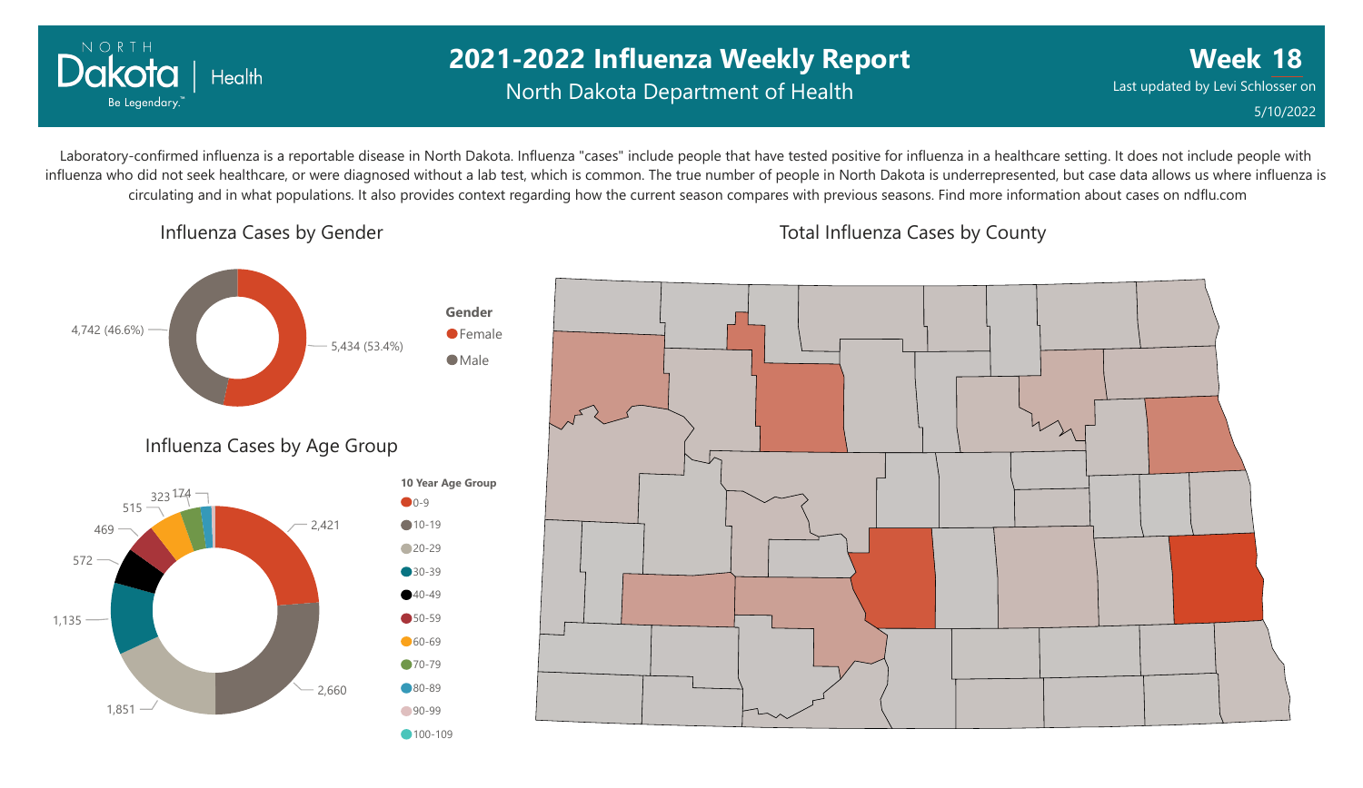# 2021-2022 Influenza Weekly Report

North Dakota Department of Health

**Week 18**

Last updated by Levi Schlosser on 5/10/2022

Laboratory-confirmed influenza is a reportable disease in North Dakota. Influenza "cases" include people that have tested positive for influenza in a healthcare setting. It does not include people with influenza who did not seek healthcare, or were diagnosed without a lab test, which is common. The true number of people in North Dakota is underrepresented, but case data allows us where influenza is circulating and in what populations. It also provides context regarding how the current season compares with previous seasons. Find more information about cases on ndflu.com

## Influenza Cases by Gender

| Gender | Cases |
|---|---|
| Female | 5,434 (53.4%) |
| Male | 4,742 (46.6%) |

## Influenza Cases by Age Group

| 10 Year Age Group | Cases |
|---|---|
| 0-9 | 2,421 |
| 10-19 | 2,660 |
| 20-29 | 1,851 |
| 30-39 | 1,135 |
| 40-49 | 572 |
| 50-59 | 469 |
| 60-69 | 515 |
| 70-79 | 323 |
| 80-89 | 174 |
| 90-99 | |
| 100-109 | |

## Total Influenza Cases by County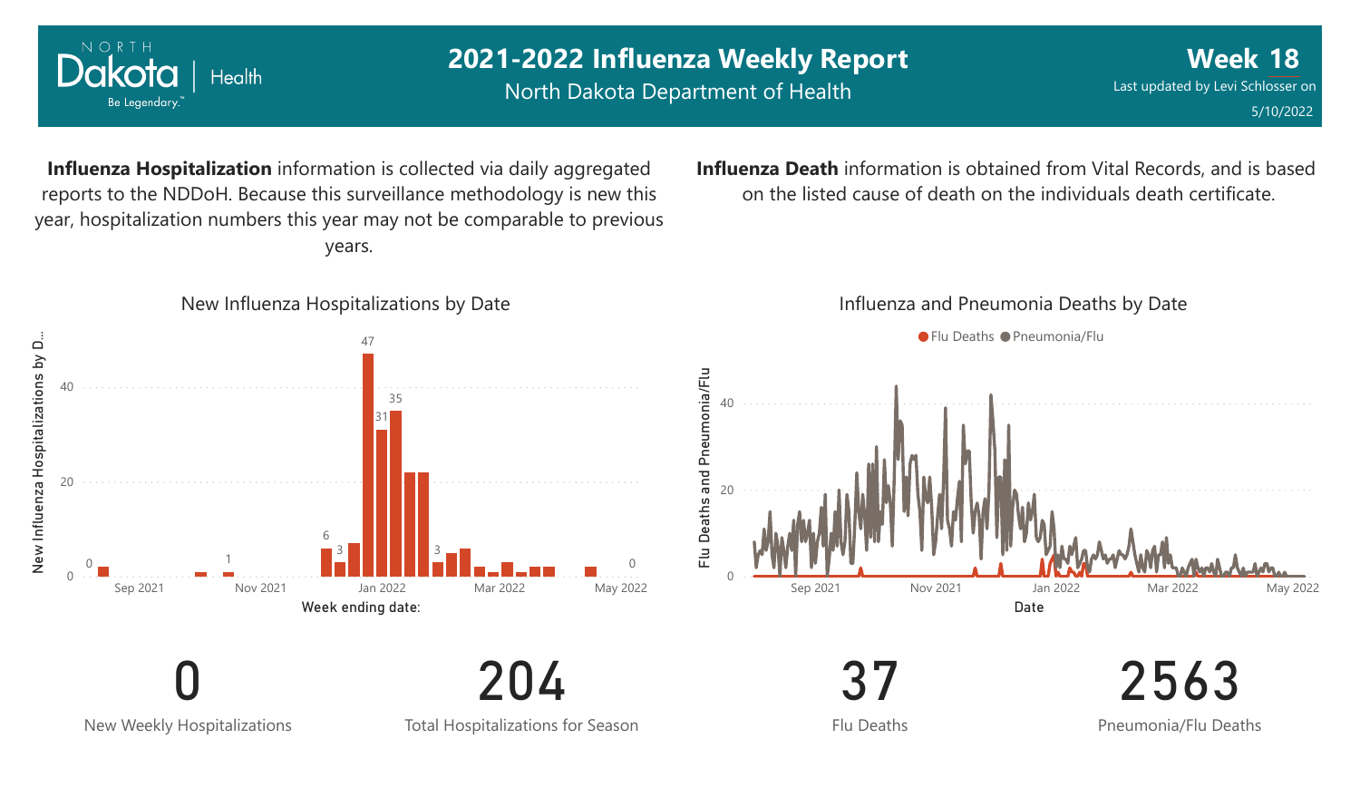# 2021-2022 Influenza Weekly Report

North Dakota Department of Health

**Week 18**

Last updated by Levi Schlosser on 5/10/2022

**Influenza Hospitalization** information is collected via daily aggregated reports to the NDDoH. Because this surveillance methodology is new this year, hospitalization numbers this year may not be comparable to previous years.

**Influenza Death** information is obtained from Vital Records, and is based on the listed cause of death on the individuals death certificate.

## New Influenza Hospitalizations by Date

## Influenza and Pneumonia Deaths by Date

**0**
New Weekly Hospitalizations

**204**
Total Hospitalizations for Season

**37**
Flu Deaths

**2563**
Pneumonia/Flu Deaths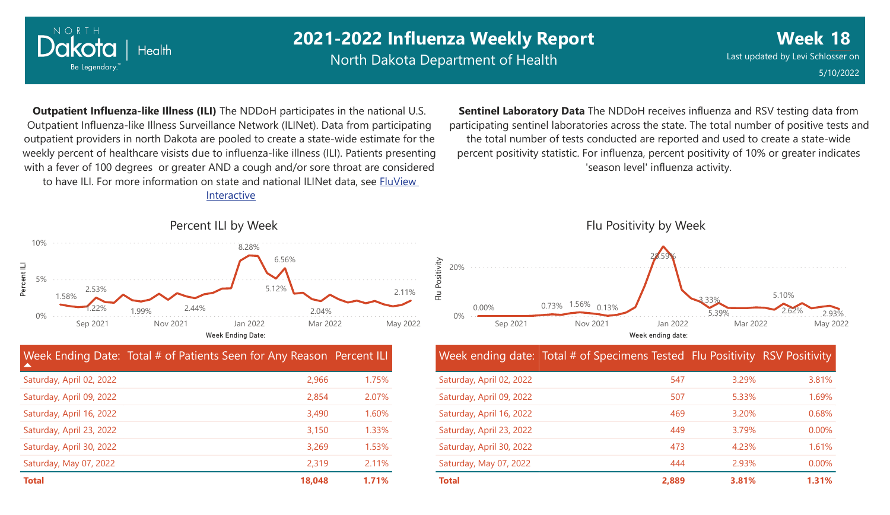# 2021-2022 Influenza Weekly Report

North Dakota Department of Health

**Week 18**

Last updated by Levi Schlosser on 5/10/2022

**Outpatient Influenza-like Illness (ILI)** The NDDoH participates in the national U.S. Outpatient Influenza-like Illness Surveillance Network (ILINet). Data from participating outpatient providers in north Dakota are pooled to create a state-wide estimate for the weekly percent of healthcare visits due to influenza-like illness (ILI). Patients presenting with a fever of 100 degrees or greater AND a cough and/or sore throat are considered to have ILI. For more information on state and national ILINet data, see [FluView Interactive]

**Sentinel Laboratory Data** The NDDoH receives influenza and RSV testing data from participating sentinel laboratories across the state. The total number of positive tests and the total number of tests conducted are reported and used to create a state-wide percent positivity statistic. For influenza, percent positivity of 10% or greater indicates 'season level' influenza activity.

## Percent ILI by Week

## Flu Positivity by Week

| Week Ending Date: | Total # of Patients Seen for Any Reason | Percent ILI |
|---|---|---|
| Saturday, April 02, 2022 | 2,966 | 1.75% |
| Saturday, April 09, 2022 | 2,854 | 2.07% |
| Saturday, April 16, 2022 | 3,490 | 1.60% |
| Saturday, April 23, 2022 | 3,150 | 1.33% |
| Saturday, April 30, 2022 | 3,269 | 1.53% |
| Saturday, May 07, 2022 | 2,319 | 2.11% |
| **Total** | **18,048** | **1.71%** |

| Week ending date: | Total # of Specimens Tested | Flu Positivity | RSV Positivity |
|---|---|---|---|
| Saturday, April 02, 2022 | 547 | 3.29% | 3.81% |
| Saturday, April 09, 2022 | 507 | 5.33% | 1.69% |
| Saturday, April 16, 2022 | 469 | 3.20% | 0.68% |
| Saturday, April 23, 2022 | 449 | 3.79% | 0.00% |
| Saturday, April 30, 2022 | 473 | 4.23% | 1.61% |
| Saturday, May 07, 2022 | 444 | 2.93% | 0.00% |
| **Total** | **2,889** | **3.81%** | **1.31%** |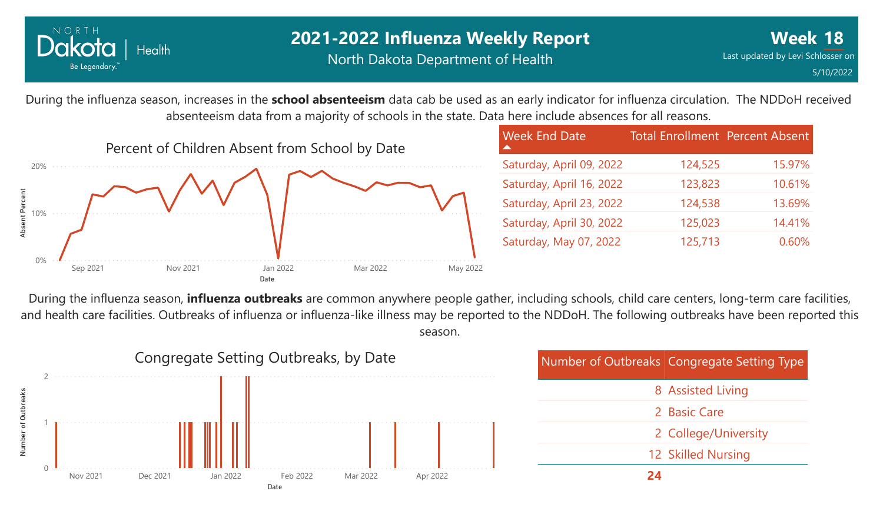# 2021-2022 Influenza Weekly Report

North Dakota Department of Health

**Week 18**

Last updated by Levi Schlosser on 5/10/2022

During the influenza season, increases in the **school absenteeism** data cab be used as an early indicator for influenza circulation. The NDDoH received absenteeism data from a majority of schools in the state. Data here include absences for all reasons.

Percent of Children Absent from School by Date

| Week End Date | Total Enrollment | Percent Absent |
|---|---|---|
| Saturday, April 09, 2022 | 124,525 | 15.97% |
| Saturday, April 16, 2022 | 123,823 | 10.61% |
| Saturday, April 23, 2022 | 124,538 | 13.69% |
| Saturday, April 30, 2022 | 125,023 | 14.41% |
| Saturday, May 07, 2022 | 125,713 | 0.60% |

During the influenza season, **influenza outbreaks** are common anywhere people gather, including schools, child care centers, long-term care facilities, and health care facilities. Outbreaks of influenza or influenza-like illness may be reported to the NDDoH. The following outbreaks have been reported this season.

Congregate Setting Outbreaks, by Date

| Number of Outbreaks | Congregate Setting Type |
|---|---|
| 8 | Assisted Living |
| 2 | Basic Care |
| 2 | College/University |
| 12 | Skilled Nursing |
| **24** | |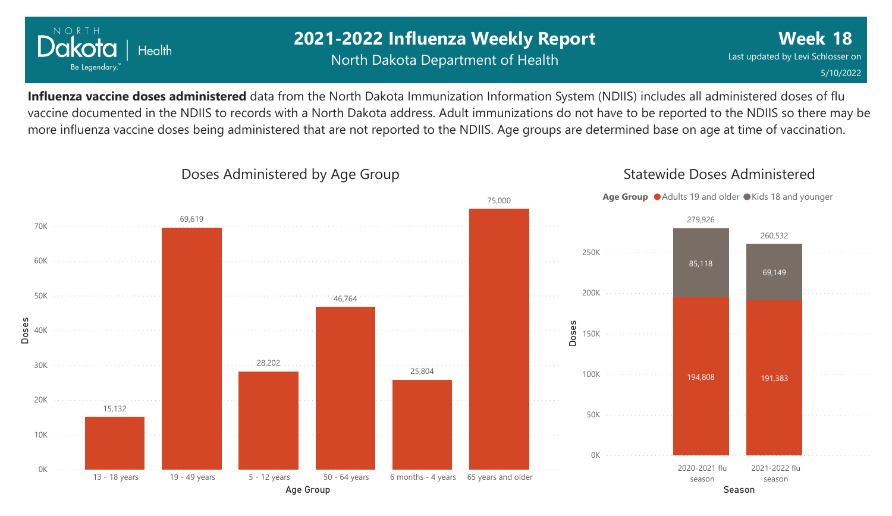# 2021-2022 Influenza Weekly Report

North Dakota Department of Health

**Week 18**

Last updated by Levi Schlosser on 5/10/2022

**Influenza vaccine doses administered** data from the North Dakota Immunization Information System (NDIIS) includes all administered doses of flu vaccine documented in the NDIIS to records with a North Dakota address. Adult immunizations do not have to be reported to the NDIIS so there may be more influenza vaccine doses being administered that are not reported to the NDIIS. Age groups are determined base on age at time of vaccination.

## Doses Administered by Age Group

| Age Group | Doses |
|---|---|
| 13 - 18 years | 15,132 |
| 19 - 49 years | 69,619 |
| 5 - 12 years | 28,202 |
| 50 - 64 years | 46,764 |
| 6 months - 4 years | 25,804 |
| 65 years and older | 75,000 |

## Statewide Doses Administered

| Season | Adults 19 and older | Kids 18 and younger | Total |
|---|---|---|---|
| 2020-2021 flu season | 194,808 | 85,118 | 279,926 |
| 2021-2022 flu season | 191,383 | 69,149 | 260,532 |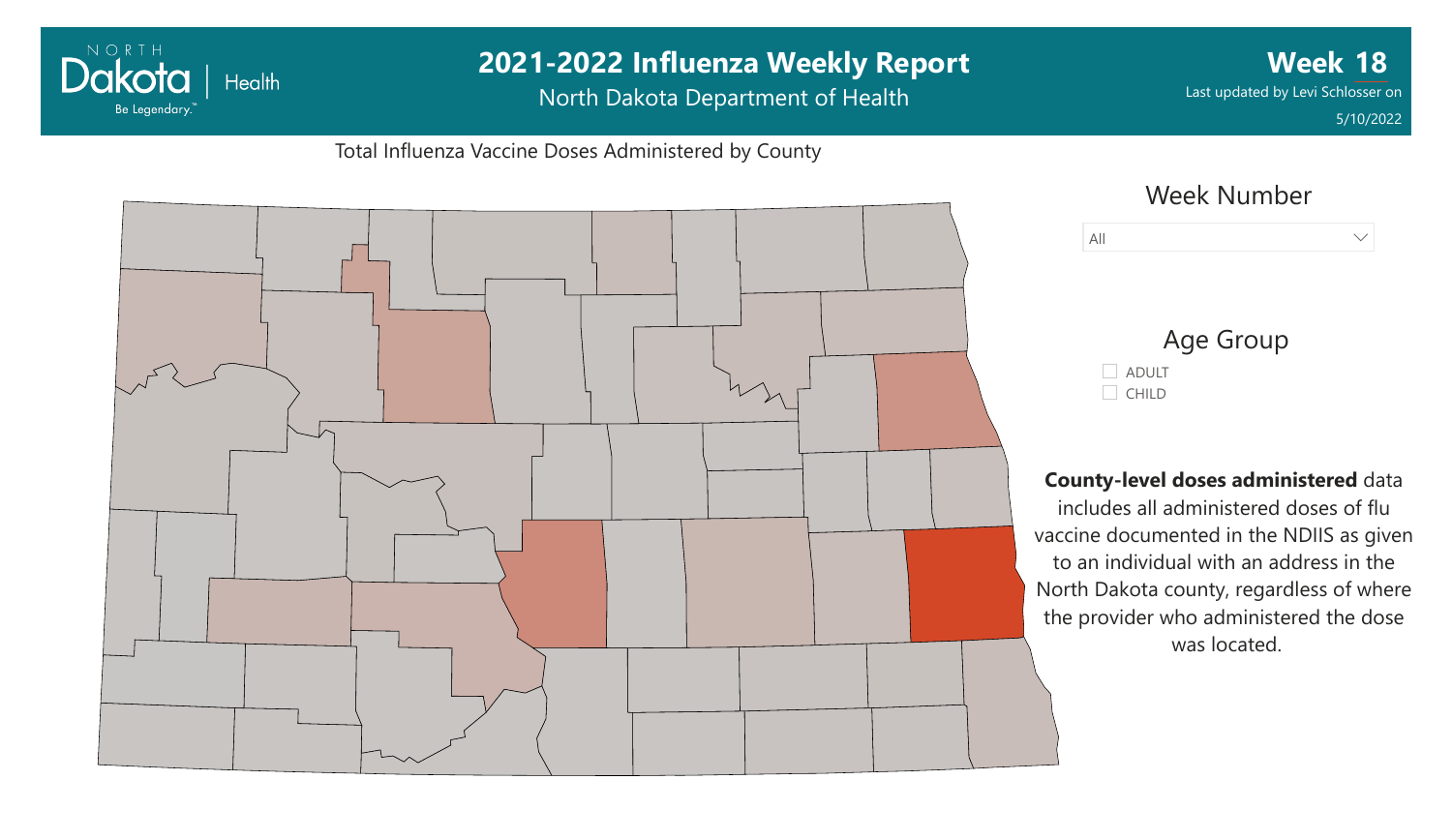# 2021-2022 Influenza Weekly Report

North Dakota Department of Health

**Week 18**

Last updated by Levi Schlosser on 5/10/2022

Total Influenza Vaccine Doses Administered by County

Week Number

All

Age Group

- ADULT
- CHILD

**County-level doses administered** data includes all administered doses of flu vaccine documented in the NDIIS as given to an individual with an address in the North Dakota county, regardless of where the provider who administered the dose was located.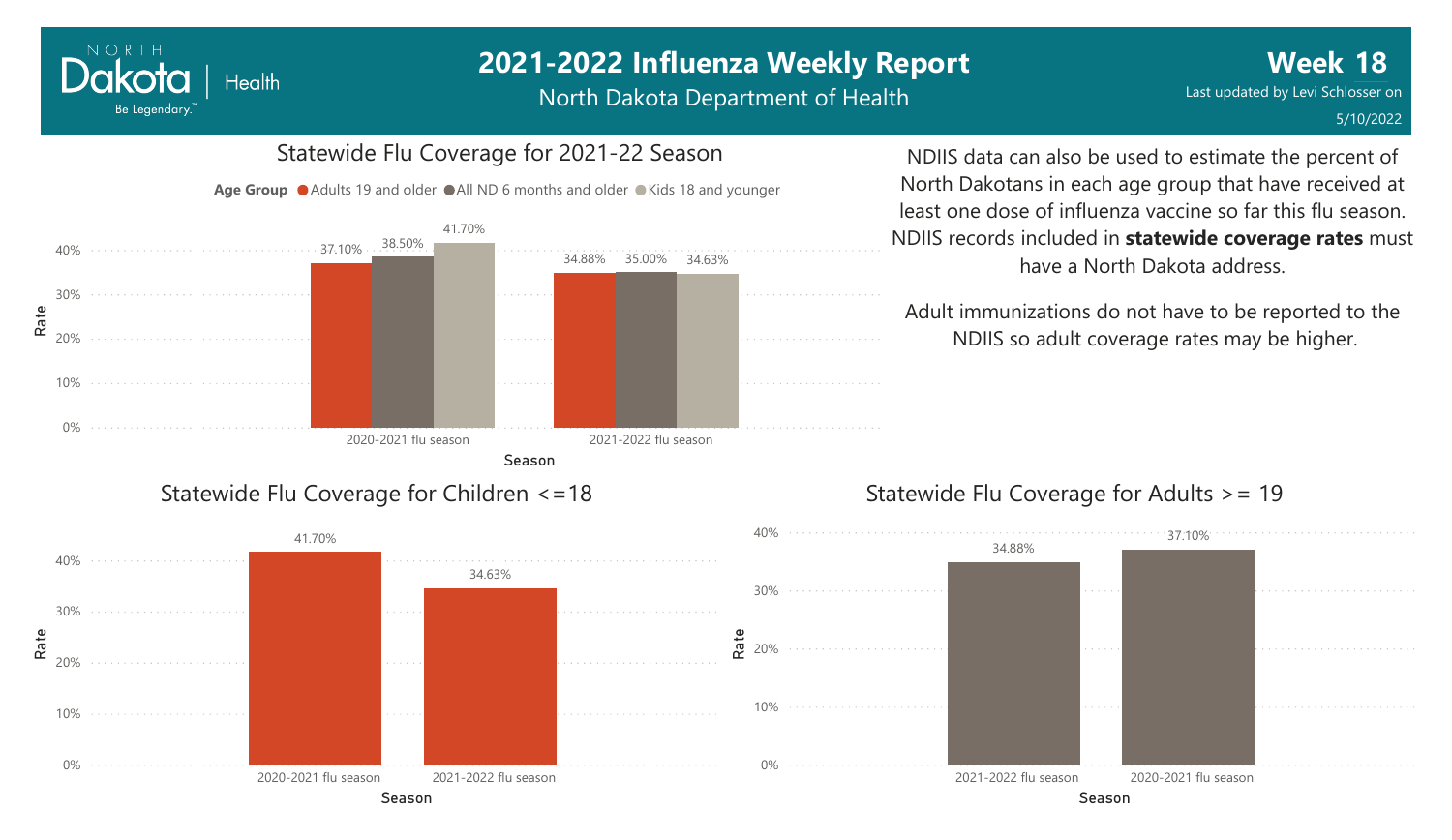# 2021-2022 Influenza Weekly Report

North Dakota Department of Health

**Week 18**

Last updated by Levi Schlosser on 5/10/2022

## Statewide Flu Coverage for 2021-22 Season

| Season | Adults 19 and older | All ND 6 months and older | Kids 18 and younger |
|---|---|---|---|
| 2020-2021 flu season | 37.10% | 38.50% | 41.70% |
| 2021-2022 flu season | 34.88% | 35.00% | 34.63% |

NDIIS data can also be used to estimate the percent of North Dakotans in each age group that have received at least one dose of influenza vaccine so far this flu season. NDIIS records included in **statewide coverage rates** must have a North Dakota address.

Adult immunizations do not have to be reported to the NDIIS so adult coverage rates may be higher.

## Statewide Flu Coverage for Children <=18

| Season | Rate |
|---|---|
| 2020-2021 flu season | 41.70% |
| 2021-2022 flu season | 34.63% |

## Statewide Flu Coverage for Adults >= 19

| Season | Rate |
|---|---|
| 2021-2022 flu season | 34.88% |
| 2020-2021 flu season | 37.10% |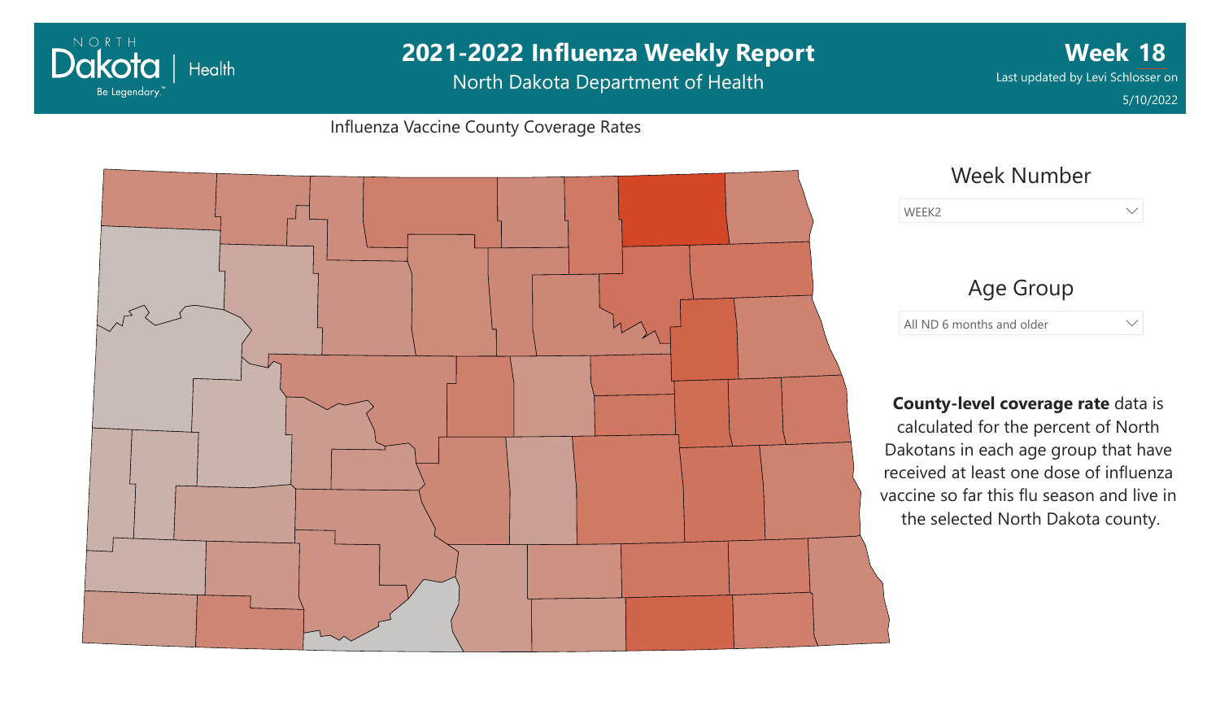# 2021-2022 Influenza Weekly Report

North Dakota Department of Health

**Week 18**

Last updated by Levi Schlosser on 5/10/2022

Influenza Vaccine County Coverage Rates

Week Number

WEEK2

Age Group

All ND 6 months and older

**County-level coverage rate** data is calculated for the percent of North Dakotans in each age group that have received at least one dose of influenza vaccine so far this flu season and live in the selected North Dakota county.